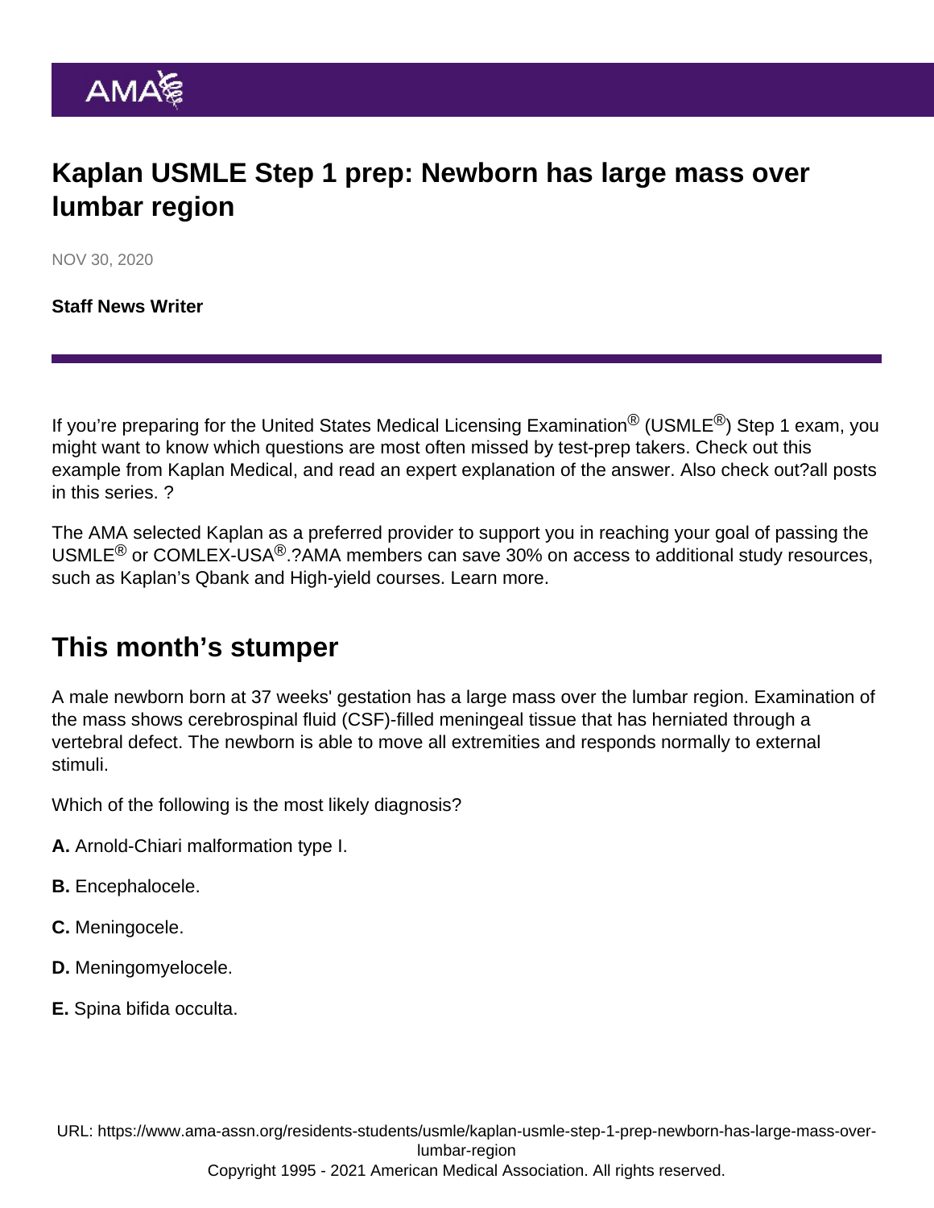# Kaplan USMLE Step 1 prep: Newborn has large mass over lumbar region

NOV 30, 2020

**Staff News Writer**

If you're preparing for the United States Medical Licensing Examination® (USMLE®) Step 1 exam, you might want to know which questions are most often missed by test-prep takers. Check out this example from Kaplan Medical, and read an expert explanation of the answer. Also check out?all posts in this series. ?

The AMA selected Kaplan as a preferred provider to support you in reaching your goal of passing the USMLE® or COMLEX-USA®.?AMA members can save 30% on access to additional study resources, such as Kaplan's Qbank and High-yield courses. Learn more.

## This month's stumper

A male newborn born at 37 weeks' gestation has a large mass over the lumbar region. Examination of the mass shows cerebrospinal fluid (CSF)-filled meningeal tissue that has herniated through a vertebral defect. The newborn is able to move all extremities and responds normally to external stimuli.

Which of the following is the most likely diagnosis?

**A.** Arnold-Chiari malformation type I.

**B.** Encephalocele.

**C.** Meningocele.

**D.** Meningomyelocele.

**E.** Spina bifida occulta.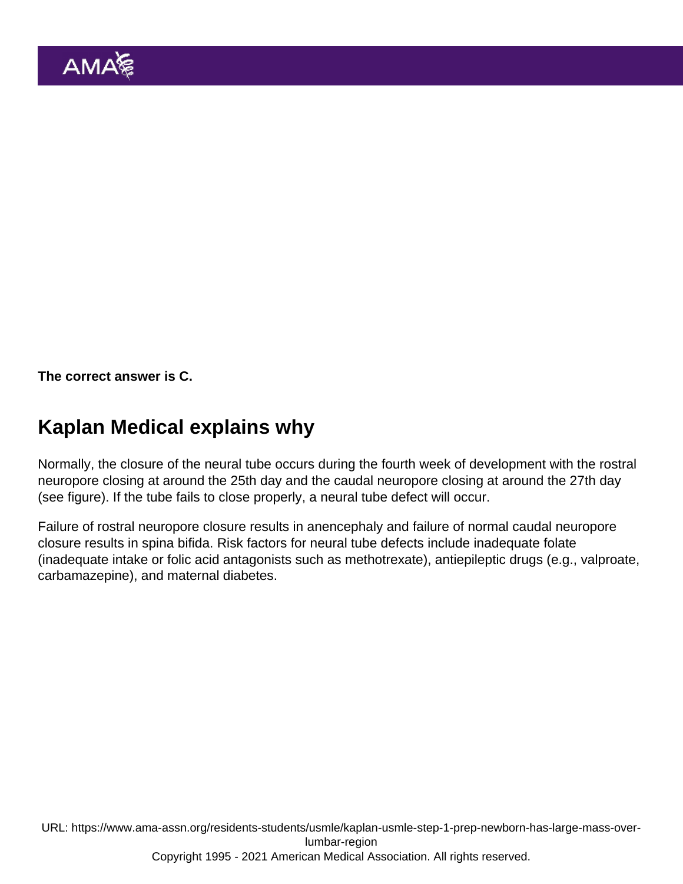**The correct answer is C.**

## Kaplan Medical explains why

Normally, the closure of the neural tube occurs during the fourth week of development with the rostral neuropore closing at around the 25th day and the caudal neuropore closing at around the 27th day (see figure). If the tube fails to close properly, a neural tube defect will occur.

Failure of rostral neuropore closure results in anencephaly and failure of normal caudal neuropore closure results in spina bifida. Risk factors for neural tube defects include inadequate folate (inadequate intake or folic acid antagonists such as methotrexate), antiepileptic drugs (e.g., valproate, carbamazepine), and maternal diabetes.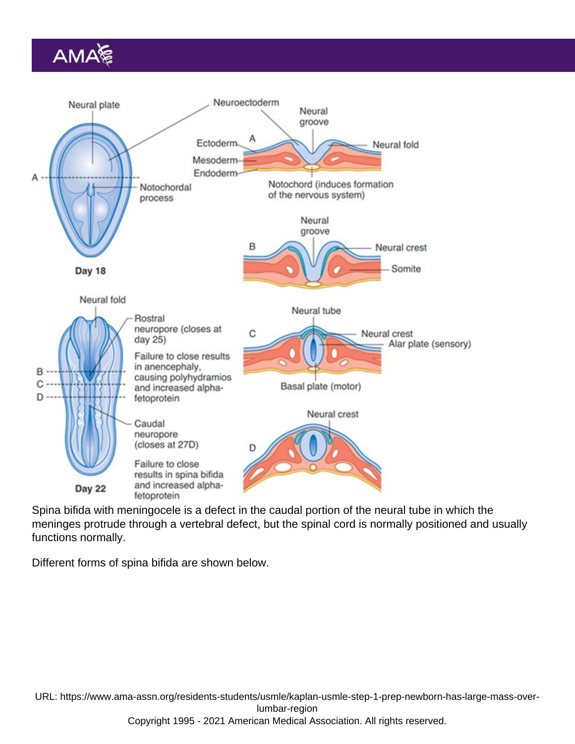Spina bifida with meningocele is a defect in the caudal portion of the neural tube in which the meninges protrude through a vertebral defect, but the spinal cord is normally positioned and usually functions normally.

Different forms of spina bifida are shown below.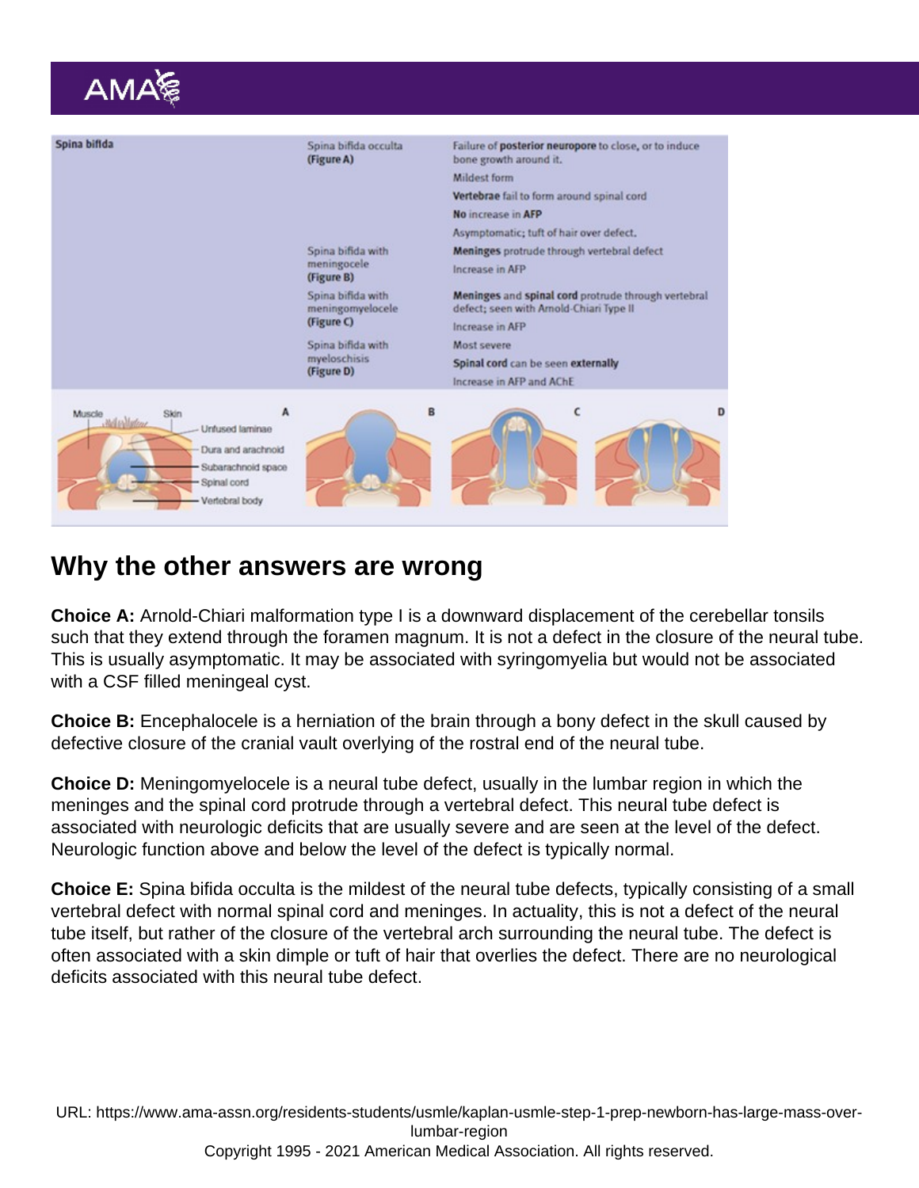| Spina bifida | Spina bifida occulta **(Figure A)** | Failure of **posterior neuropore** to close, or to induce bone growth around it. |
| --- | --- | --- |
| | | Mildest form |
| | | **Vertebrae** fail to form around spinal cord |
| | | **No** increase in **AFP** |
| | | Asymptomatic; tuft of hair over defect. |
| | Spina bifida with meningocele **(Figure B)** | **Meninges** protrude through vertebral defect |
| | | Increase in AFP |
| | Spina bifida with meningomyelocele **(Figure C)** | **Meninges** and **spinal cord** protrude through vertebral defect; seen with Arnold-Chiari Type II |
| | | Increase in AFP |
| | Spina bifida with myeloschisis **(Figure D)** | Most severe |
| | | **Spinal cord** can be seen **externally** |
| | | Increase in AFP and AChE |

## Why the other answers are wrong

**Choice A:** Arnold-Chiari malformation type I is a downward displacement of the cerebellar tonsils such that they extend through the foramen magnum. It is not a defect in the closure of the neural tube. This is usually asymptomatic. It may be associated with syringomyelia but would not be associated with a CSF filled meningeal cyst.

**Choice B:** Encephalocele is a herniation of the brain through a bony defect in the skull caused by defective closure of the cranial vault overlying of the rostral end of the neural tube.

**Choice D:** Meningomyelocele is a neural tube defect, usually in the lumbar region in which the meninges and the spinal cord protrude through a vertebral defect. This neural tube defect is associated with neurologic deficits that are usually severe and are seen at the level of the defect. Neurologic function above and below the level of the defect is typically normal.

**Choice E:** Spina bifida occulta is the mildest of the neural tube defects, typically consisting of a small vertebral defect with normal spinal cord and meninges. In actuality, this is not a defect of the neural tube itself, but rather of the closure of the vertebral arch surrounding the neural tube. The defect is often associated with a skin dimple or tuft of hair that overlies the defect. There are no neurological deficits associated with this neural tube defect.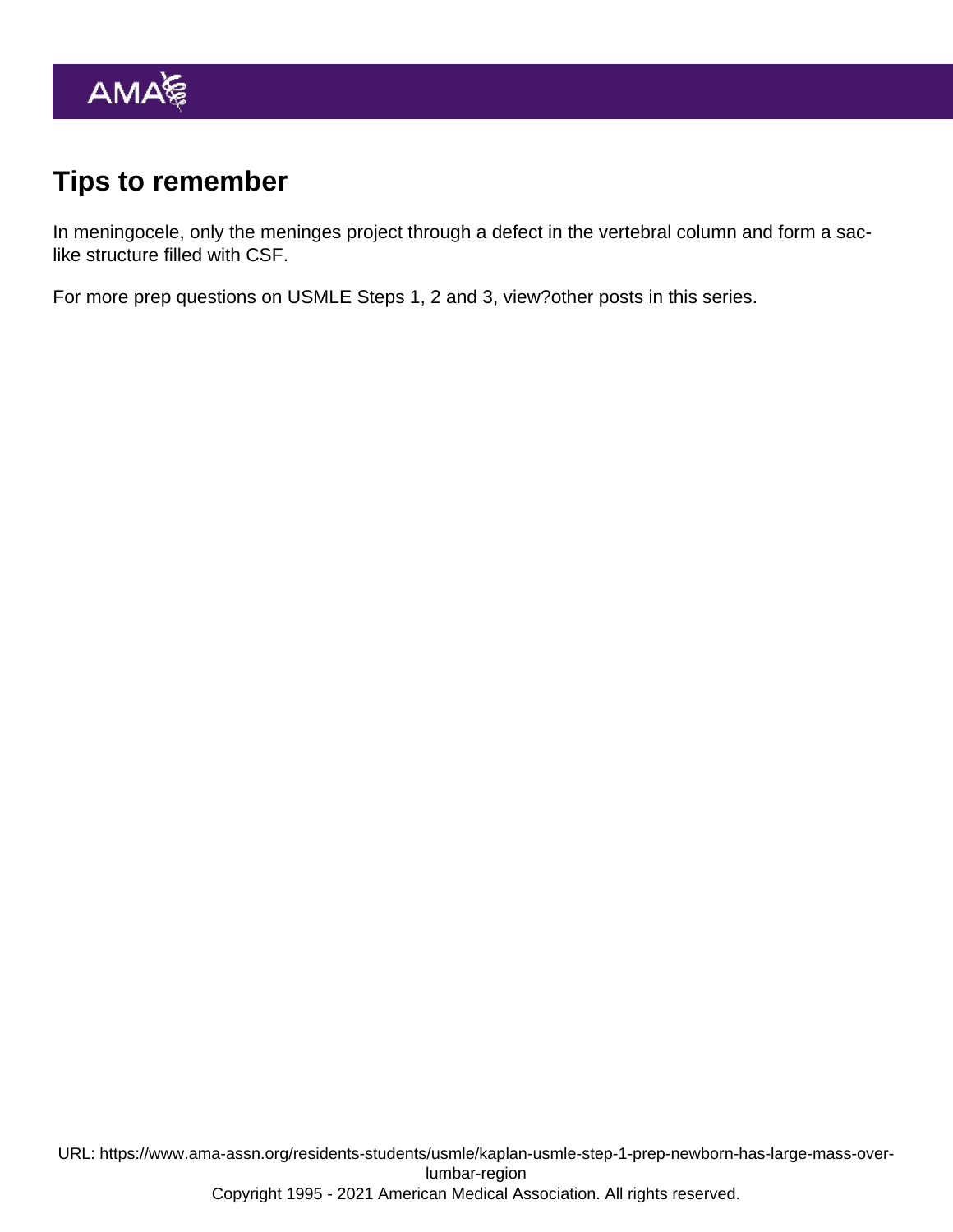## Tips to remember

In meningocele, only the meninges project through a defect in the vertebral column and form a sac-like structure filled with CSF.

For more prep questions on USMLE Steps 1, 2 and 3, view?other posts in this series.